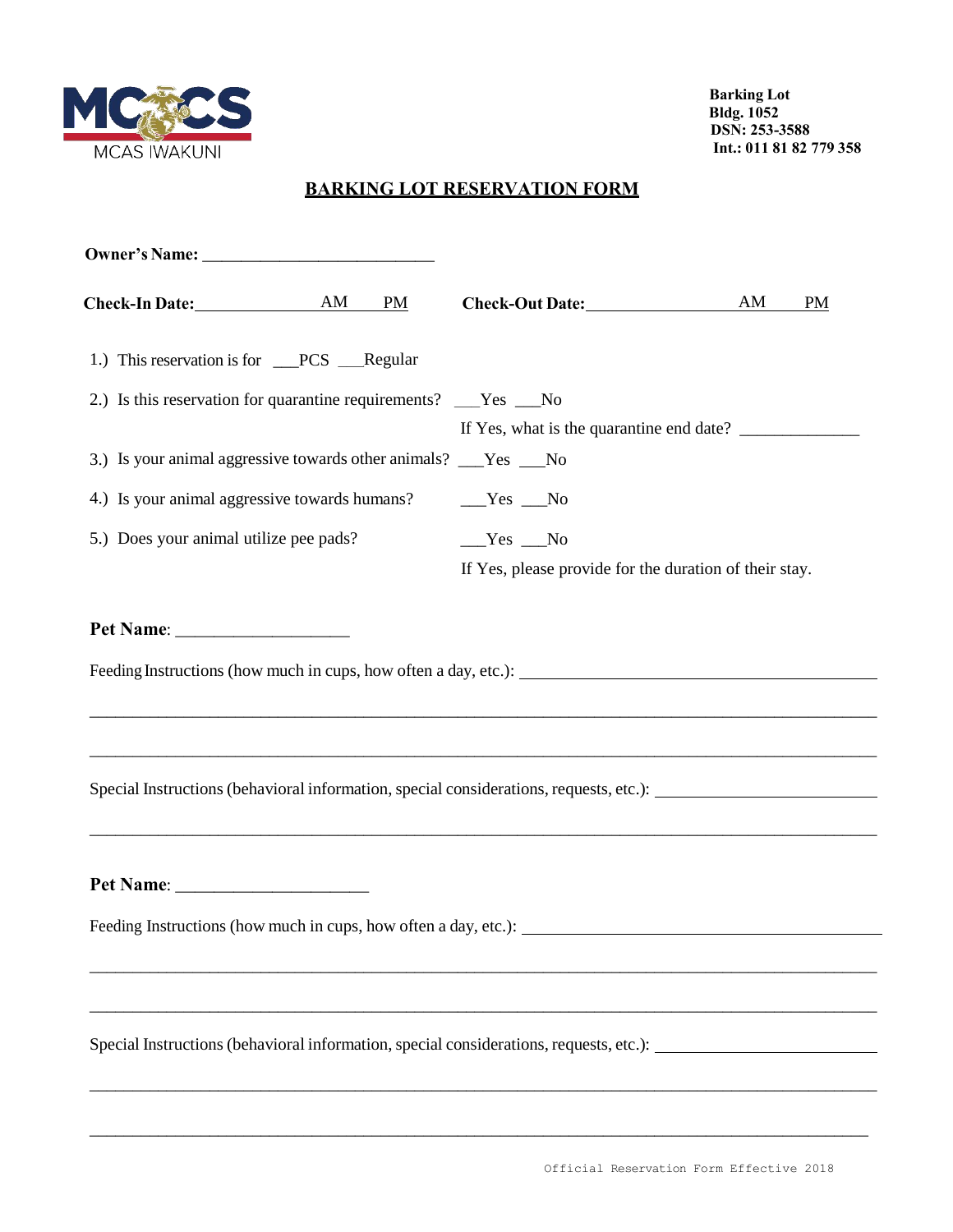MCCS
MCAS IWAKUNI

**Barking Lot**
**Bldg. 1052**
**DSN: 253-3588**
**Int.: 011 81 82 779 358**

## BARKING LOT RESERVATION FORM

**Owner's Name:** ___________________________

**Check-In Date:** _______________ AM PM **Check-Out Date:** _______________ AM PM

1.) This reservation is for ___PCS ___Regular

2.) Is this reservation for quarantine requirements? ___Yes ___No

If Yes, what is the quarantine end date? _____________

3.) Is your animal aggressive towards other animals? ___Yes ___No

4.) Is your animal aggressive towards humans? ___Yes ___No

5.) Does your animal utilize pee pads? ___Yes ___No

If Yes, please provide for the duration of their stay.

**Pet Name**: ___________________

Feeding Instructions (how much in cups, how often a day, etc.): ___________________________________________

_____________________________________________________________________________________

_____________________________________________________________________________________

Special Instructions (behavioral information, special considerations, requests, etc.): __________________________

_____________________________________________________________________________________

**Pet Name**: _____________________

Feeding Instructions (how much in cups, how often a day, etc.): ___________________________________________

_____________________________________________________________________________________

_____________________________________________________________________________________

Special Instructions (behavioral information, special considerations, requests, etc.): __________________________

_____________________________________________________________________________________

_____________________________________________________________________________________

Official Reservation Form Effective 2018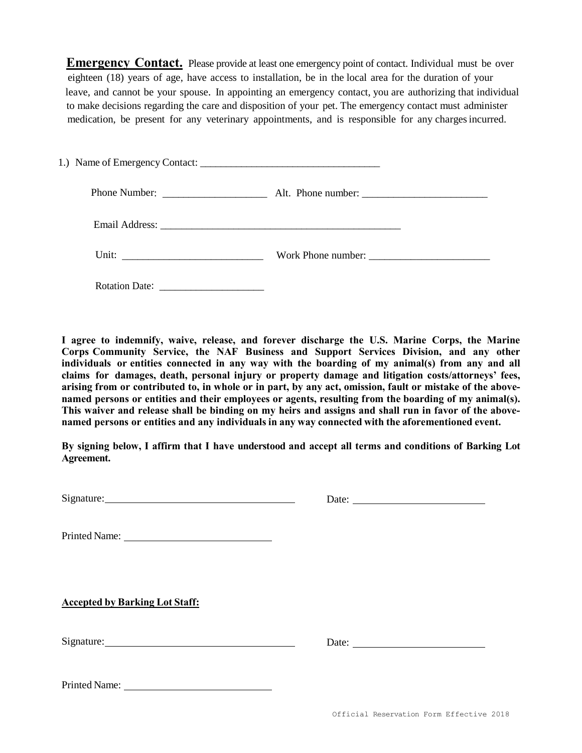**Emergency Contact.** Please provide at least one emergency point of contact. Individual must be over eighteen (18) years of age, have access to installation, be in the local area for the duration of your leave, and cannot be your spouse. In appointing an emergency contact, you are authorizing that individual to make decisions regarding the care and disposition of your pet. The emergency contact must administer medication, be present for any veterinary appointments, and is responsible for any charges incurred.

1.) Name of Emergency Contact: ___________________________________

Phone Number: ____________________ Alt. Phone number: ________________________

Email Address: ______________________________________________

Unit: ___________________________ Work Phone number: _______________________

Rotation Date: ____________________

**I agree to indemnify, waive, release, and forever discharge the U.S. Marine Corps, the Marine Corps Community Service, the NAF Business and Support Services Division, and any other individuals or entities connected in any way with the boarding of my animal(s) from any and all claims for damages, death, personal injury or property damage and litigation costs/attorneys' fees, arising from or contributed to, in whole or in part, by any act, omission, fault or mistake of the above-named persons or entities and their employees or agents, resulting from the boarding of my animal(s). This waiver and release shall be binding on my heirs and assigns and shall run in favor of the above-named persons or entities and any individuals in any way connected with the aforementioned event.**

**By signing below, I affirm that I have understood and accept all terms and conditions of Barking Lot Agreement.**

Signature: ____________________________________ Date: _________________________

Printed Name: ____________________________

**Accepted by Barking Lot Staff:**

Signature: ____________________________________ Date: _________________________

Printed Name: ____________________________

Official Reservation Form Effective 2018